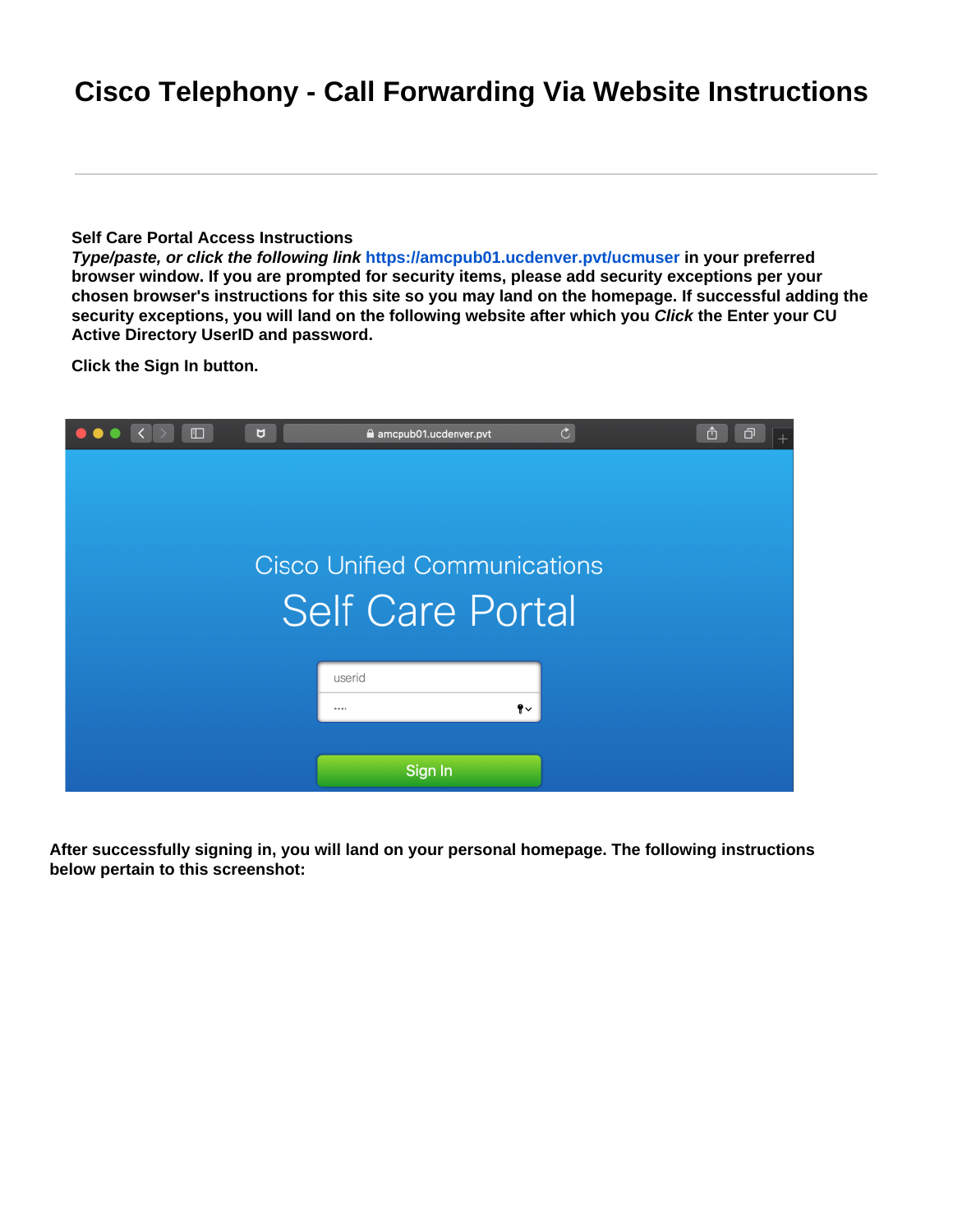# Cisco Telephony - Call Forwarding Via Website Instructions

---

**Self Care Portal Access Instructions**
***Type/paste, or click the following link*** **https://amcpub01.ucdenver.pvt/ucmuser in your preferred browser window. If you are prompted for security items, please add security exceptions per your chosen browser's instructions for this site so you may land on the homepage. If successful adding the security exceptions, you will land on the following website after which you *Click* the Enter your CU Active Directory UserID and password.**

**Click the Sign In button.**

**After successfully signing in, you will land on your personal homepage. The following instructions below pertain to this screenshot:**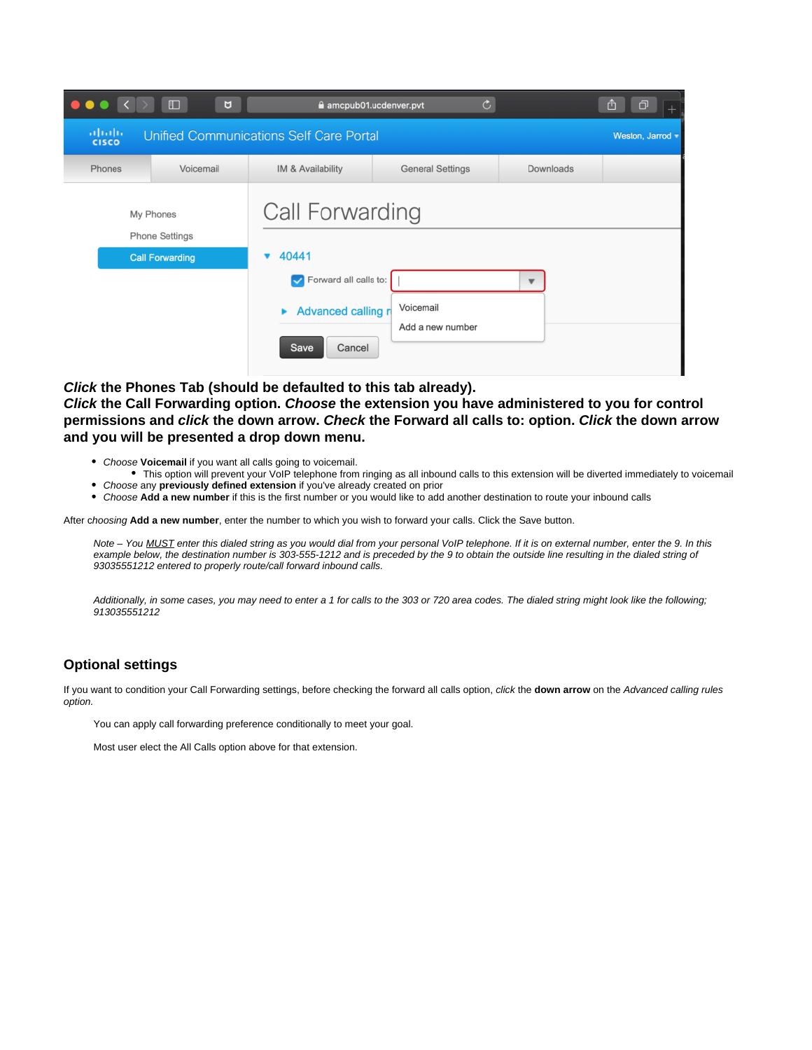***Click*** **the Phones Tab (should be defaulted to this tab already).**
***Click*** **the Call Forwarding option.** ***Choose*** **the extension you have administered to you for control permissions and** ***click*** **the down arrow.** ***Check*** **the Forward all calls to: option.** ***Click*** **the down arrow and you will be presented a drop down menu.**

- *Choose* **Voicemail** if you want all calls going to voicemail.
  - This option will prevent your VoIP telephone from ringing as all inbound calls to this extension will be diverted immediately to voicemail
- *Choose* any **previously defined extension** if you've already created on prior
- *Choose* **Add a new number** if this is the first number or you would like to add another destination to route your inbound calls

After *choosing* **Add a new number**, enter the number to which you wish to forward your calls. Click the Save button.

> *Note – You MUST enter this dialed string as you would dial from your personal VoIP telephone. If it is on external number, enter the 9. In this example below, the destination number is 303-555-1212 and is preceded by the 9 to obtain the outside line resulting in the dialed string of 93035551212 entered to properly route/call forward inbound calls.*
>
> *Additionally, in some cases, you may need to enter a 1 for calls to the 303 or 720 area codes. The dialed string might look like the following; 913035551212*

## Optional settings

If you want to condition your Call Forwarding settings, before checking the forward all calls option, *click* the **down arrow** on the *Advanced calling rules option.*

> You can apply call forwarding preference conditionally to meet your goal.
>
> Most user elect the All Calls option above for that extension.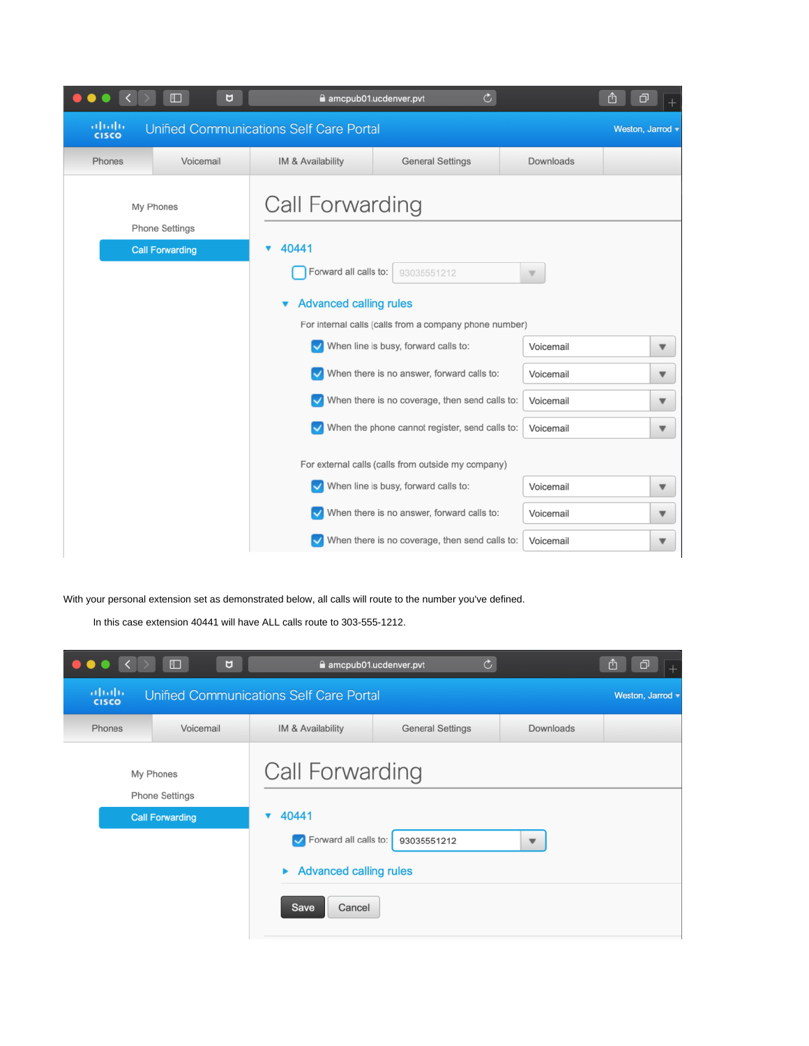With your personal extension set as demonstrated below, all calls will route to the number you've defined.

In this case extension 40441 will have ALL calls route to 303-555-1212.